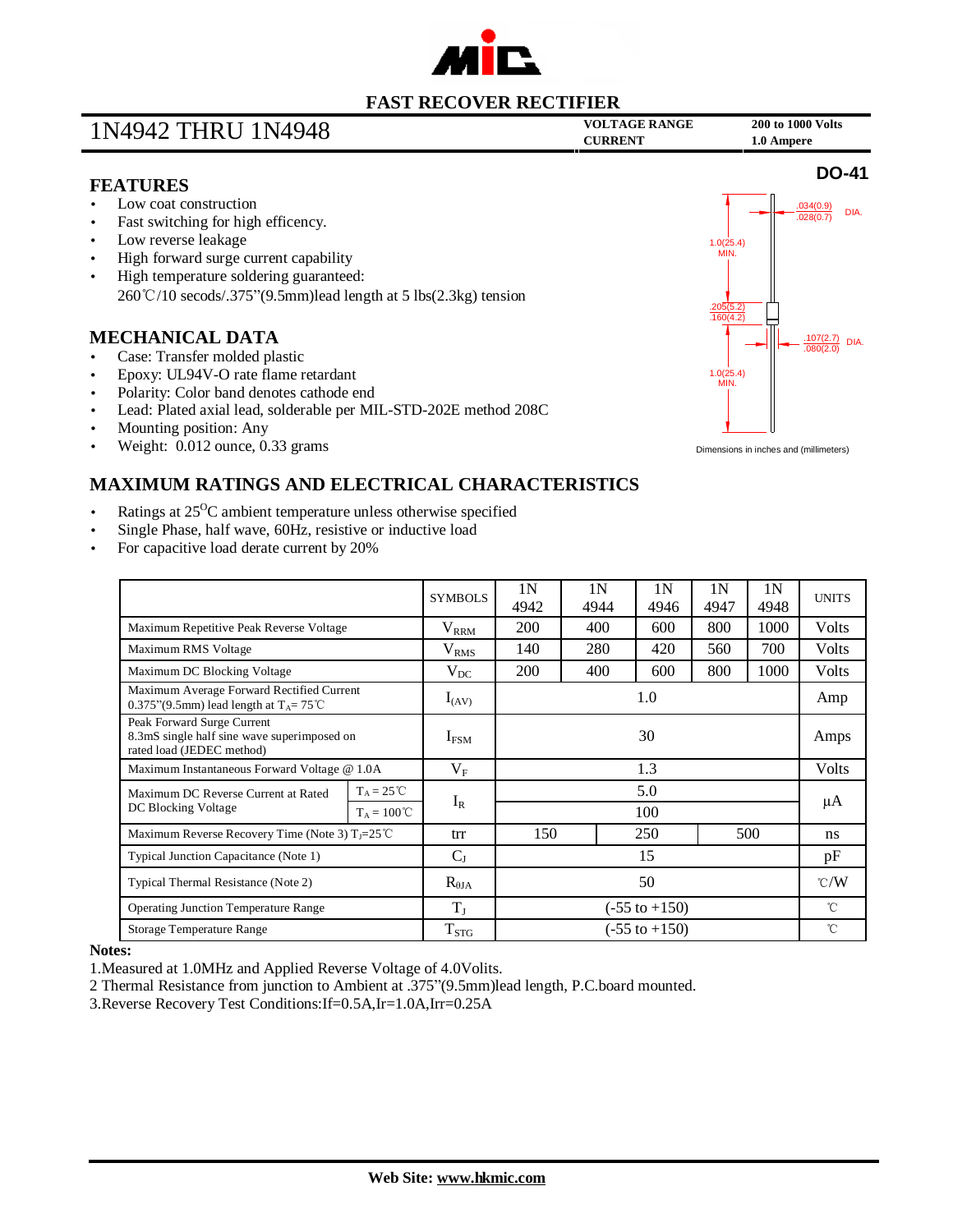# FAST RECOVER RECTIFIER

## 1N4942 THRU 1N4948

**VOLTAGE RANGE** 200 to 1000 Volts
**CURRENT** 1.0 Ampere

**DO-41**

.034(0.9) / .028(0.7) DIA.
1.0(25.4) MIN.
.205(5.2) / .160(4.2)
.107(2.7) / .080(2.0) DIA.
1.0(25.4) MIN.

Dimensions in inches and (millimeters)

## FEATURES

- Low coat construction
- Fast switching for high efficency.
- Low reverse leakage
- High forward surge current capability
- High temperature soldering guaranteed:
  260℃/10 secods/.375"(9.5mm)lead length at 5 lbs(2.3kg) tension

## MECHANICAL DATA

- Case: Transfer molded plastic
- Epoxy: UL94V-O rate flame retardant
- Polarity: Color band denotes cathode end
- Lead: Plated axial lead, solderable per MIL-STD-202E method 208C
- Mounting position: Any
- Weight: 0.012 ounce, 0.33 grams

## MAXIMUM RATINGS AND ELECTRICAL CHARACTERISTICS

- Ratings at 25$^{O}$C ambient temperature unless otherwise specified
- Single Phase, half wave, 60Hz, resistive or inductive load
- For capacitive load derate current by 20%

| | | SYMBOLS | 1N 4942 | 1N 4944 | 1N 4946 | 1N 4947 | 1N 4948 | UNITS |
|---|---|---|---|---|---|---|---|---|
| Maximum Repetitive Peak Reverse Voltage | | $V_{RRM}$ | 200 | 400 | 600 | 800 | 1000 | Volts |
| Maximum RMS Voltage | | $V_{RMS}$ | 140 | 280 | 420 | 560 | 700 | Volts |
| Maximum DC Blocking Voltage | | $V_{DC}$ | 200 | 400 | 600 | 800 | 1000 | Volts |
| Maximum Average Forward Rectified Current 0.375"(9.5mm) lead length at $T_A$= 75℃ | | $I_{(AV)}$ | 1.0 | | | | | Amp |
| Peak Forward Surge Current 8.3mS single half sine wave superimposed on rated load (JEDEC method) | | $I_{FSM}$ | 30 | | | | | Amps |
| Maximum Instantaneous Forward Voltage @ 1.0A | | $V_F$ | 1.3 | | | | | Volts |
| Maximum DC Reverse Current at Rated DC Blocking Voltage | $T_A$ = 25℃ | $I_R$ | 5.0 | | | | | μA |
| | $T_A$ = 100℃ | | 100 | | | | | |
| Maximum Reverse Recovery Time (Note 3) $T_J$=25℃ | | trr | 150 | | 250 | | 500 | ns |
| Typical Junction Capacitance (Note 1) | | $C_J$ | 15 | | | | | pF |
| Typical Thermal Resistance (Note 2) | | $R_{\theta JA}$ | 50 | | | | | ℃/W |
| Operating Junction Temperature Range | | $T_J$ | (-55 to +150) | | | | | ℃ |
| Storage Temperature Range | | $T_{STG}$ | (-55 to +150) | | | | | ℃ |

**Notes:**

1.Measured at 1.0MHz and Applied Reverse Voltage of 4.0Volits.

2 Thermal Resistance from junction to Ambient at .375"(9.5mm)lead length, P.C.board mounted.

3.Reverse Recovery Test Conditions:If=0.5A,Ir=1.0A,Irr=0.25A

**Web Site: www.hkmic.com**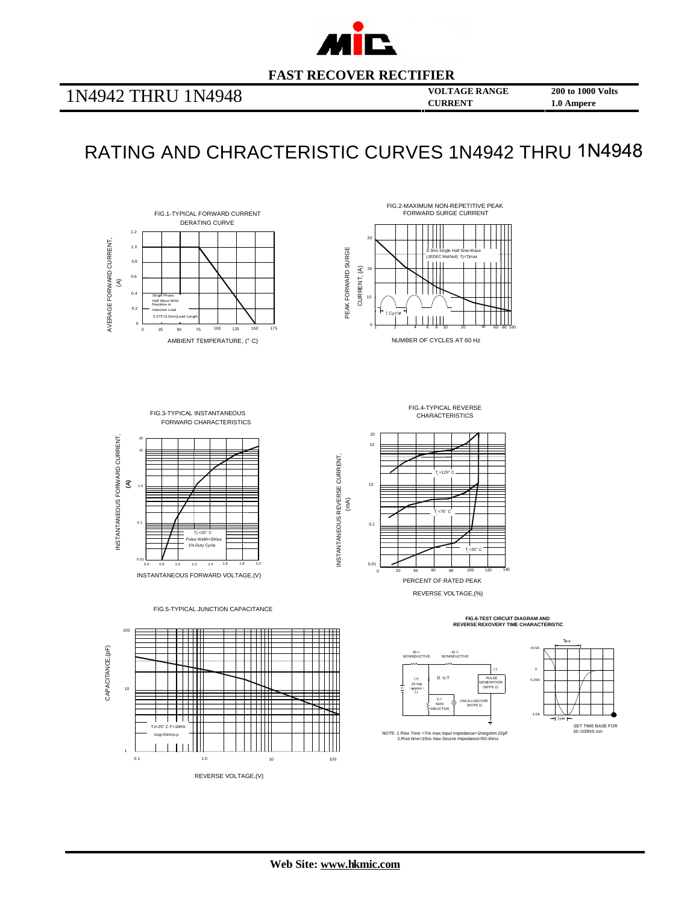**FAST RECOVER RECTIFIER**

# 1N4942 THRU 1N4948

**VOLTAGE RANGE** **200 to 1000 Volts**
**CURRENT** **1.0 Ampere**

## RATING AND CHRACTERISTIC CURVES 1N4942 THRU 1N4948

FIG.1-TYPICAL FORWARD CURRENT DERATING CURVE

AVERAGE FORWARD CURRENT, (A)

1.2
1.0
0.8
0.6
0.4
0.2
0

Single Phase
Half Wave 60Hz
Resistive or
Inductive Load
0.375"(9.5mm)Lead Length

0 25 50 75 100 125 150 175

AMBIENT TEMPERATURE, (° C)

FIG.2-MAXIMUM NON-REPETITIVE PEAK FORWARD SURGE CURRENT

PEAK FORWARD SURGE CURRENT, (A)

30
20
10
0

8.3ms Single Half Sine-Wave
(JEDEC Method) Tj=Tjmax

1 Cycle

1 2 4 6 8 10 20 40 60 80 100

NUMBER OF CYCLES AT 60 Hz

FIG.3-TYPICAL INSTANTANEOUS FORWARD CHARACTERISTICS

INSTANTANEOUS FORWARD CURRENT, (A)

20
10
1.0
0.1
0.01

Tj =25° C
Pulse Width=300us
1% Duty Cycle

0.6 0.8 1.0 1.2 1.4 1.6 1.8 2.0

INSTANTANEOUS FORWARD VOLTAGE,(V)

FIG.4-TYPICAL REVERSE CHARACTERISTICS

INSTANTANEOUS REVERSE CURRENT, (mA)

20
10
10
0.1
0.01

$T_j$=125° C
$T_j$=75° C
$T_j$=25° C

0 20 40 60 80 100 120 140

PERCENT OF RATED PEAK REVERSE VOLTAGE,(%)

FIG.5-TYPICAL JUNCTION CAPACITANCE

CAPACITANCE,(pF)

100
10
1

TJ=25° C F=1MHz
Vsig=50mVp-p

0.1 1.0 10 100

REVERSE VOLTAGE,(V)

FIG.6-TEST CIRCUIT DIAGRAM AND REVERSE REXOVERY TIME CHARACTERISTIC

50 Ω NONINDUCTIVE
10 Ω NONINDUCTIVE
D. U.T
(+)
25 Vdc
(approx)
(-)
1Ω NON INDUCTIVE
(-)
PULSE GENERATIOR (NOTE 2)
OSCILLOSCOPE (NOTE 1)

trr
+0.5A
0
0.25A
-1.0A
1cm

SET TIME BASE FOR 50 /100NS /cm

NOTE: 1.Rise Time =7ns max.Input Impedance=1megohm.22pF
2.Rise time=10ns max.Source Impedance=50 ohms

**Web Site: www.hkmic.com**